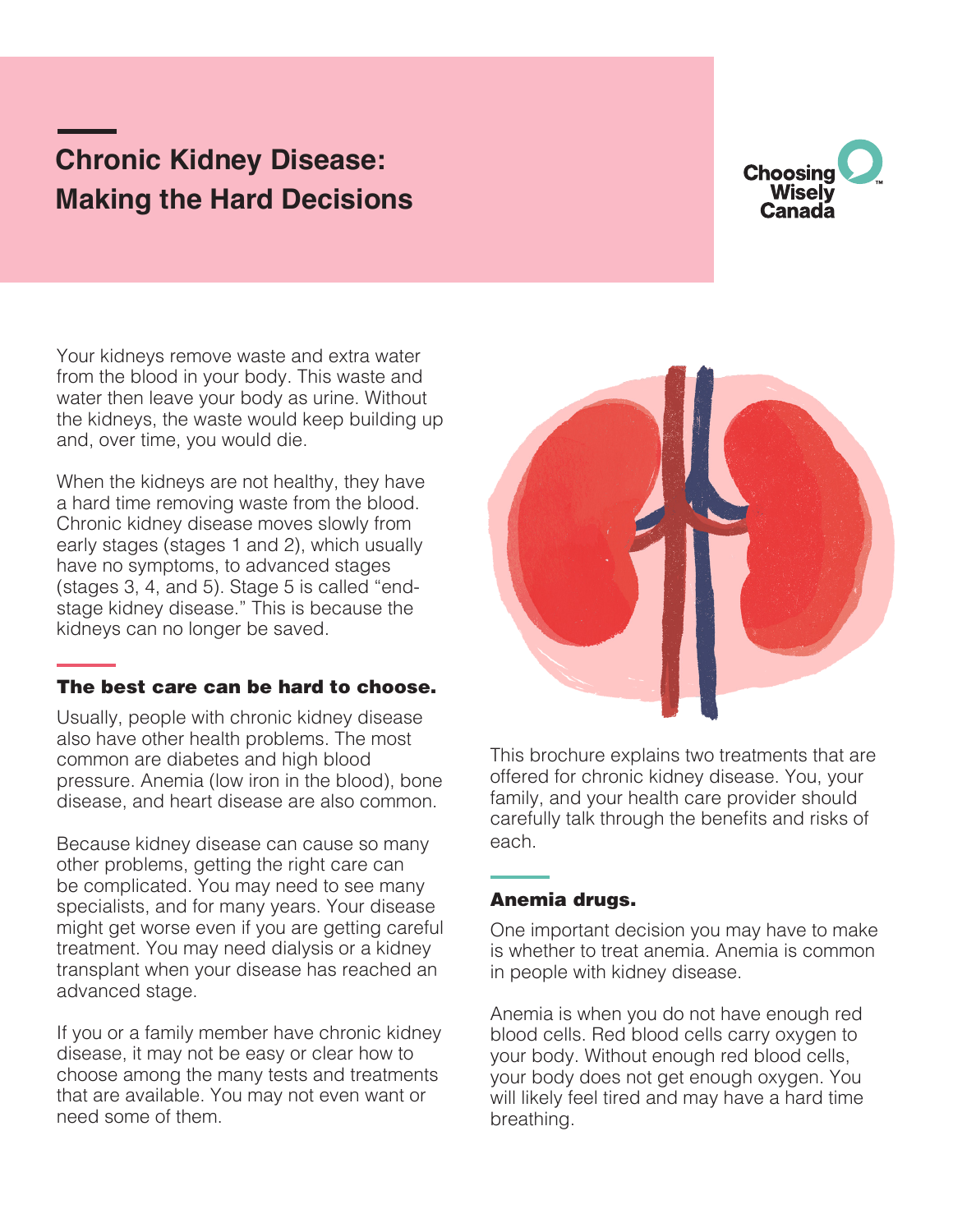# Chronic Kidney Disease: Making the Hard Decisions

Choosing Wisely Canada

Your kidneys remove waste and extra water from the blood in your body. This waste and water then leave your body as urine. Without the kidneys, the waste would keep building up and, over time, you would die.

When the kidneys are not healthy, they have a hard time removing waste from the blood. Chronic kidney disease moves slowly from early stages (stages 1 and 2), which usually have no symptoms, to advanced stages (stages 3, 4, and 5). Stage 5 is called "end-stage kidney disease." This is because the kidneys can no longer be saved.

## The best care can be hard to choose.

Usually, people with chronic kidney disease also have other health problems. The most common are diabetes and high blood pressure. Anemia (low iron in the blood), bone disease, and heart disease are also common.

Because kidney disease can cause so many other problems, getting the right care can be complicated. You may need to see many specialists, and for many years. Your disease might get worse even if you are getting careful treatment. You may need dialysis or a kidney transplant when your disease has reached an advanced stage.

If you or a family member have chronic kidney disease, it may not be easy or clear how to choose among the many tests and treatments that are available. You may not even want or need some of them.

This brochure explains two treatments that are offered for chronic kidney disease. You, your family, and your health care provider should carefully talk through the benefits and risks of each.

## Anemia drugs.

One important decision you may have to make is whether to treat anemia. Anemia is common in people with kidney disease.

Anemia is when you do not have enough red blood cells. Red blood cells carry oxygen to your body. Without enough red blood cells, your body does not get enough oxygen. You will likely feel tired and may have a hard time breathing.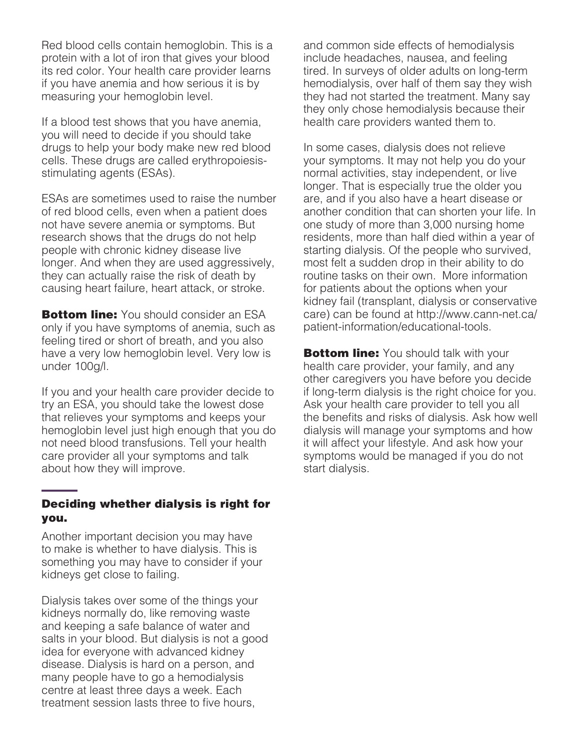Red blood cells contain hemoglobin. This is a protein with a lot of iron that gives your blood its red color. Your health care provider learns if you have anemia and how serious it is by measuring your hemoglobin level.

If a blood test shows that you have anemia, you will need to decide if you should take drugs to help your body make new red blood cells. These drugs are called erythropoiesis-stimulating agents (ESAs).

ESAs are sometimes used to raise the number of red blood cells, even when a patient does not have severe anemia or symptoms. But research shows that the drugs do not help people with chronic kidney disease live longer. And when they are used aggressively, they can actually raise the risk of death by causing heart failure, heart attack, or stroke.

**Bottom line:** You should consider an ESA only if you have symptoms of anemia, such as feeling tired or short of breath, and you also have a very low hemoglobin level. Very low is under 100g/l.

If you and your health care provider decide to try an ESA, you should take the lowest dose that relieves your symptoms and keeps your hemoglobin level just high enough that you do not need blood transfusions. Tell your health care provider all your symptoms and talk about how they will improve.

## Deciding whether dialysis is right for you.

Another important decision you may have to make is whether to have dialysis. This is something you may have to consider if your kidneys get close to failing.

Dialysis takes over some of the things your kidneys normally do, like removing waste and keeping a safe balance of water and salts in your blood. But dialysis is not a good idea for everyone with advanced kidney disease. Dialysis is hard on a person, and many people have to go a hemodialysis centre at least three days a week. Each treatment session lasts three to five hours, and common side effects of hemodialysis include headaches, nausea, and feeling tired. In surveys of older adults on long-term hemodialysis, over half of them say they wish they had not started the treatment. Many say they only chose hemodialysis because their health care providers wanted them to.

In some cases, dialysis does not relieve your symptoms. It may not help you do your normal activities, stay independent, or live longer. That is especially true the older you are, and if you also have a heart disease or another condition that can shorten your life. In one study of more than 3,000 nursing home residents, more than half died within a year of starting dialysis. Of the people who survived, most felt a sudden drop in their ability to do routine tasks on their own. More information for patients about the options when your kidney fail (transplant, dialysis or conservative care) can be found at http://www.cann-net.ca/patient-information/educational-tools.

**Bottom line:** You should talk with your health care provider, your family, and any other caregivers you have before you decide if long-term dialysis is the right choice for you. Ask your health care provider to tell you all the benefits and risks of dialysis. Ask how well dialysis will manage your symptoms and how it will affect your lifestyle. And ask how your symptoms would be managed if you do not start dialysis.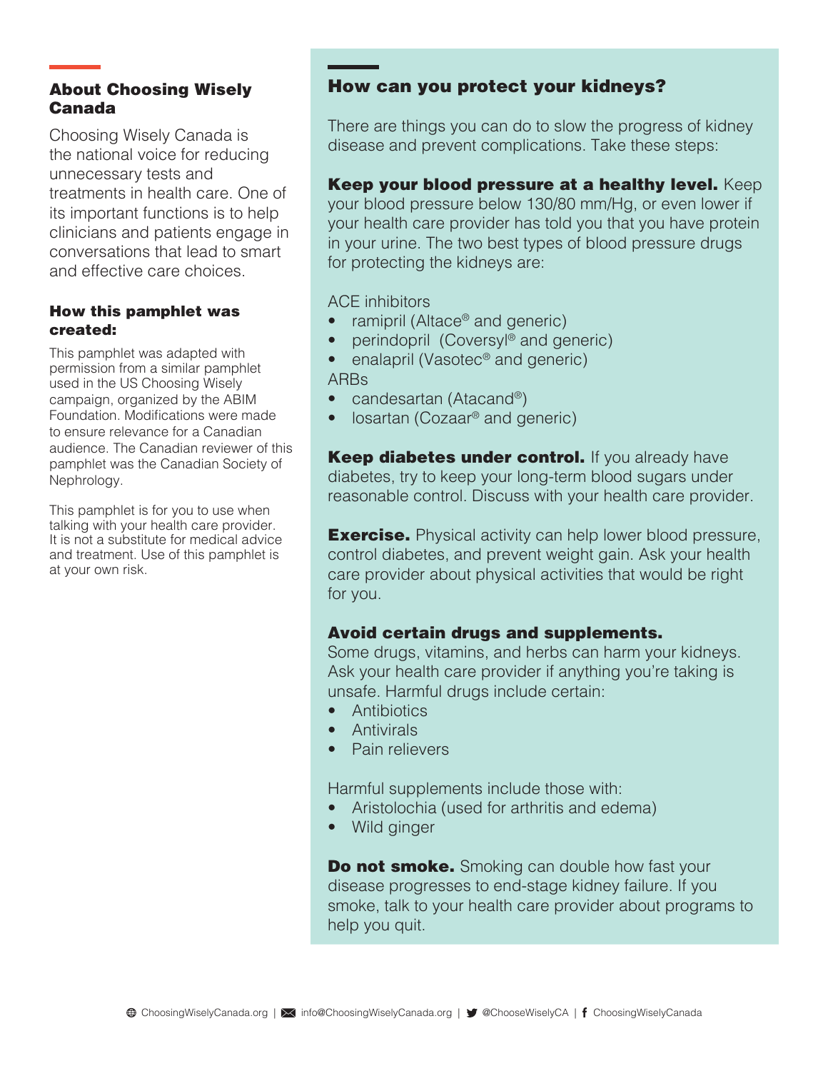## About Choosing Wisely Canada

Choosing Wisely Canada is the national voice for reducing unnecessary tests and treatments in health care. One of its important functions is to help clinicians and patients engage in conversations that lead to smart and effective care choices.

### How this pamphlet was created:

This pamphlet was adapted with permission from a similar pamphlet used in the US Choosing Wisely campaign, organized by the ABIM Foundation. Modifications were made to ensure relevance for a Canadian audience. The Canadian reviewer of this pamphlet was the Canadian Society of Nephrology.

This pamphlet is for you to use when talking with your health care provider. It is not a substitute for medical advice and treatment. Use of this pamphlet is at your own risk.

## How can you protect your kidneys?

There are things you can do to slow the progress of kidney disease and prevent complications. Take these steps:

**Keep your blood pressure at a healthy level.** Keep your blood pressure below 130/80 mm/Hg, or even lower if your health care provider has told you that you have protein in your urine. The two best types of blood pressure drugs for protecting the kidneys are:

ACE inhibitors
- ramipril (Altace® and generic)
- perindopril (Coversyl® and generic)
- enalapril (Vasotec® and generic)

ARBs
- candesartan (Atacand®)
- losartan (Cozaar® and generic)

**Keep diabetes under control.** If you already have diabetes, try to keep your long-term blood sugars under reasonable control. Discuss with your health care provider.

**Exercise.** Physical activity can help lower blood pressure, control diabetes, and prevent weight gain. Ask your health care provider about physical activities that would be right for you.

**Avoid certain drugs and supplements.**
Some drugs, vitamins, and herbs can harm your kidneys. Ask your health care provider if anything you're taking is unsafe. Harmful drugs include certain:
- Antibiotics
- Antivirals
- Pain relievers

Harmful supplements include those with:
- Aristolochia (used for arthritis and edema)
- Wild ginger

**Do not smoke.** Smoking can double how fast your disease progresses to end-stage kidney failure. If you smoke, talk to your health care provider about programs to help you quit.

ChoosingWiselyCanada.org | info@ChoosingWiselyCanada.org | @ChooseWiselyCA | ChoosingWiselyCanada